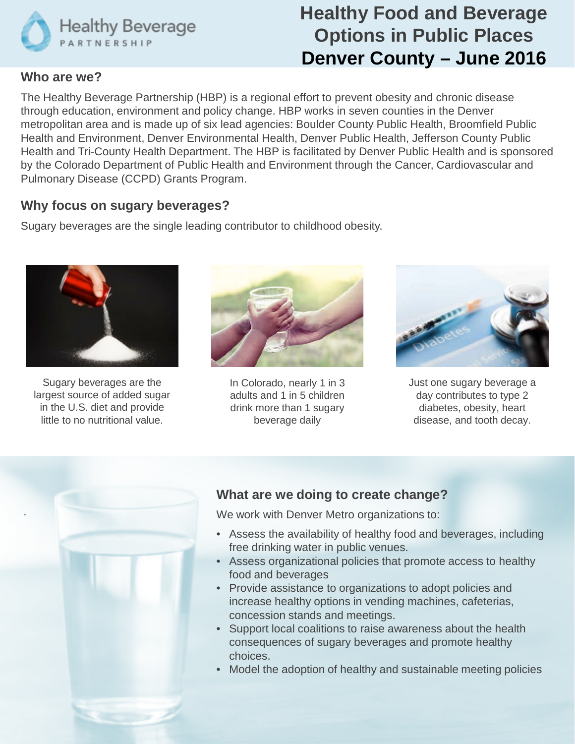Healthy Beverage PARTNERSHIP

# Healthy Food and Beverage Options in Public Places

# Denver County – June 2016

## Who are we?

The Healthy Beverage Partnership (HBP) is a regional effort to prevent obesity and chronic disease through education, environment and policy change. HBP works in seven counties in the Denver metropolitan area and is made up of six lead agencies: Boulder County Public Health, Broomfield Public Health and Environment, Denver Environmental Health, Denver Public Health, Jefferson County Public Health and Tri-County Health Department. The HBP is facilitated by Denver Public Health and is sponsored by the Colorado Department of Public Health and Environment through the Cancer, Cardiovascular and Pulmonary Disease (CCPD) Grants Program.

## Why focus on sugary beverages?

Sugary beverages are the single leading contributor to childhood obesity.

Sugary beverages are the largest source of added sugar in the U.S. diet and provide little to no nutritional value.

In Colorado, nearly 1 in 3 adults and 1 in 5 children drink more than 1 sugary beverage daily

Just one sugary beverage a day contributes to type 2 diabetes, obesity, heart disease, and tooth decay.

## What are we doing to create change?

We work with Denver Metro organizations to:

- Assess the availability of healthy food and beverages, including free drinking water in public venues.
- Assess organizational policies that promote access to healthy food and beverages
- Provide assistance to organizations to adopt policies and increase healthy options in vending machines, cafeterias, concession stands and meetings.
- Support local coalitions to raise awareness about the health consequences of sugary beverages and promote healthy choices.
- Model the adoption of healthy and sustainable meeting policies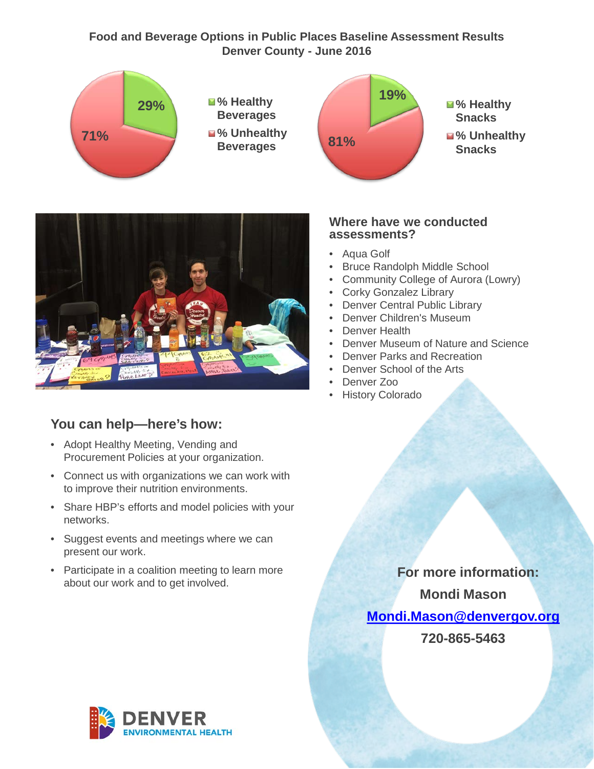**Food and Beverage Options in Public Places Baseline Assessment Results**
**Denver County - June 2016**

29%
71%
% Healthy Beverages
% Unhealthy Beverages

19%
81%
% Healthy Snacks
% Unhealthy Snacks

## Where have we conducted assessments?

- Aqua Golf
- Bruce Randolph Middle School
- Community College of Aurora (Lowry)
- Corky Gonzalez Library
- Denver Central Public Library
- Denver Children's Museum
- Denver Health
- Denver Museum of Nature and Science
- Denver Parks and Recreation
- Denver School of the Arts
- Denver Zoo
- History Colorado

## You can help—here's how:

- Adopt Healthy Meeting, Vending and Procurement Policies at your organization.
- Connect us with organizations we can work with to improve their nutrition environments.
- Share HBP's efforts and model policies with your networks.
- Suggest events and meetings where we can present our work.
- Participate in a coalition meeting to learn more about our work and to get involved.

**For more information:**

**Mondi Mason**

**Mondi.Mason@denvergov.org**

**720-865-5463**

DENVER ENVIRONMENTAL HEALTH